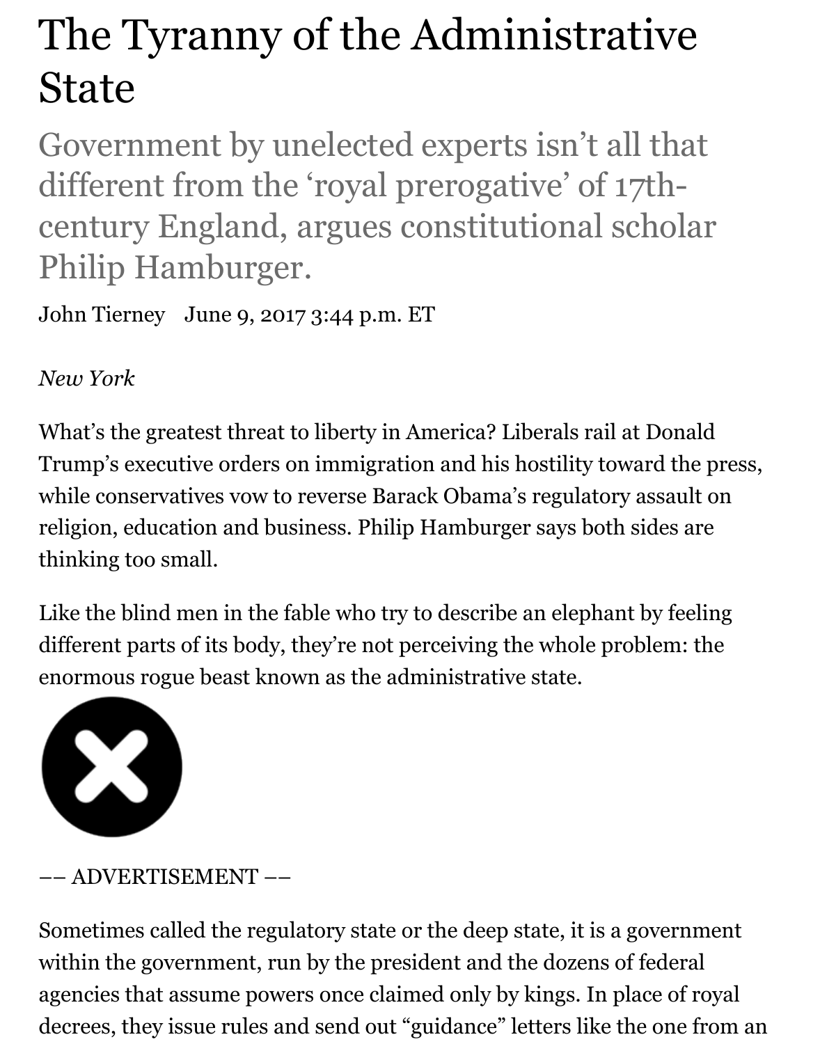# The Tyranny of the Administrative State

## Government by unelected experts isn't all that different from the 'royal prerogative' of 17th-century England, argues constitutional scholar Philip Hamburger.

John Tierney June 9, 2017 3:44 p.m. ET

*New York*

What's the greatest threat to liberty in America? Liberals rail at Donald Trump's executive orders on immigration and his hostility toward the press, while conservatives vow to reverse Barack Obama's regulatory assault on religion, education and business. Philip Hamburger says both sides are thinking too small.

Like the blind men in the fable who try to describe an elephant by feeling different parts of its body, they're not perceiving the whole problem: the enormous rogue beast known as the administrative state.

–– ADVERTISEMENT ––

Sometimes called the regulatory state or the deep state, it is a government within the government, run by the president and the dozens of federal agencies that assume powers once claimed only by kings. In place of royal decrees, they issue rules and send out "guidance" letters like the one from an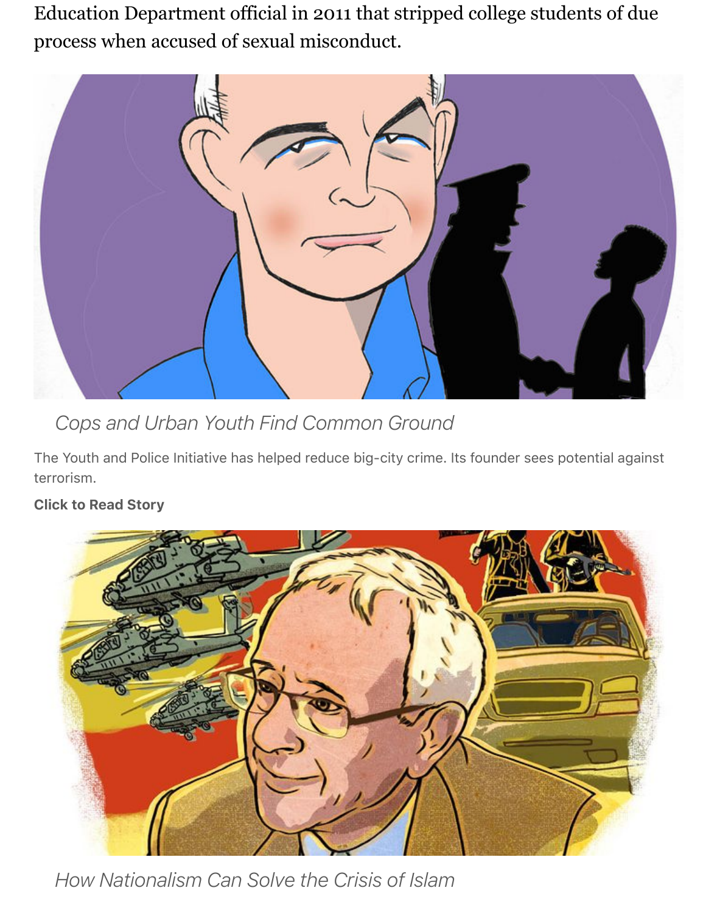Education Department official in 2011 that stripped college students of due process when accused of sexual misconduct.

*Cops and Urban Youth Find Common Ground*

The Youth and Police Initiative has helped reduce big-city crime. Its founder sees potential against terrorism.

**Click to Read Story**

*How Nationalism Can Solve the Crisis of Islam*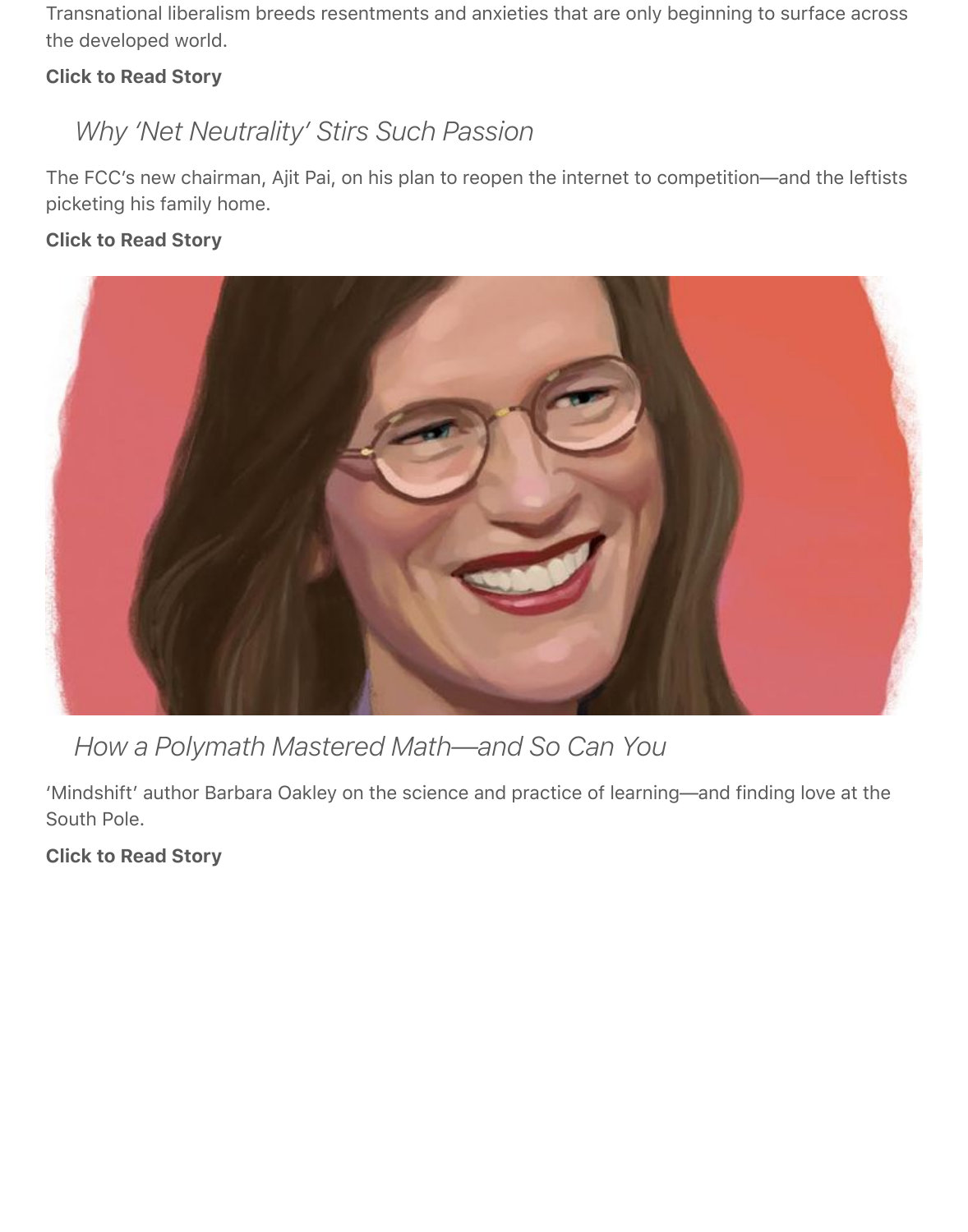Transnational liberalism breeds resentments and anxieties that are only beginning to surface across the developed world.

**Click to Read Story**

### *Why 'Net Neutrality' Stirs Such Passion*

The FCC's new chairman, Ajit Pai, on his plan to reopen the internet to competition—and the leftists picketing his family home.

**Click to Read Story**

### *How a Polymath Mastered Math—and So Can You*

'Mindshift' author Barbara Oakley on the science and practice of learning—and finding love at the South Pole.

**Click to Read Story**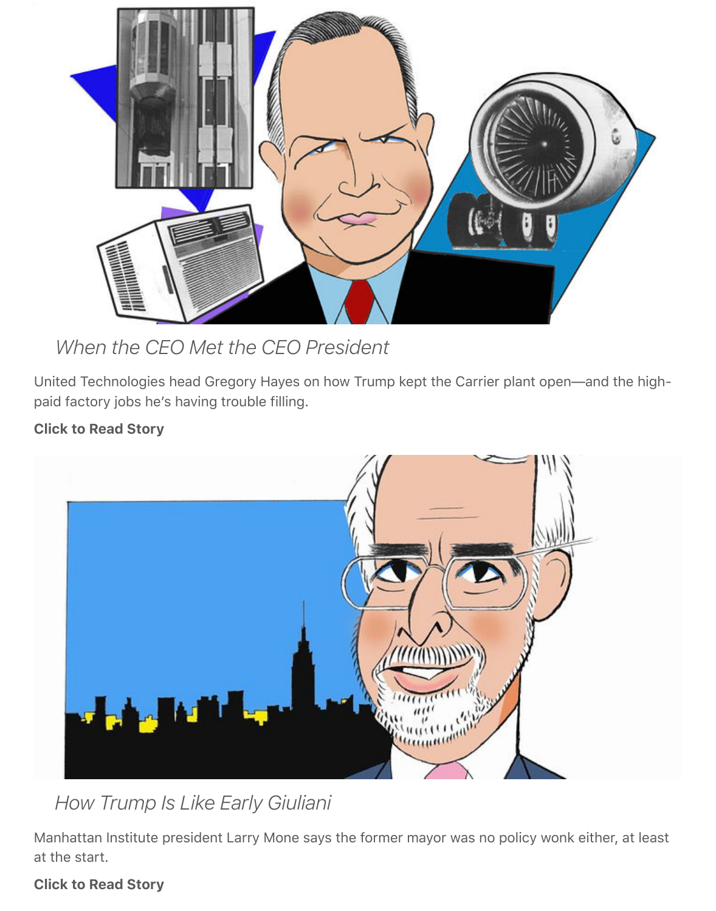*When the CEO Met the CEO President*

United Technologies head Gregory Hayes on how Trump kept the Carrier plant open—and the high-paid factory jobs he's having trouble filling.

**Click to Read Story**

*How Trump Is Like Early Giuliani*

Manhattan Institute president Larry Mone says the former mayor was no policy wonk either, at least at the start.

**Click to Read Story**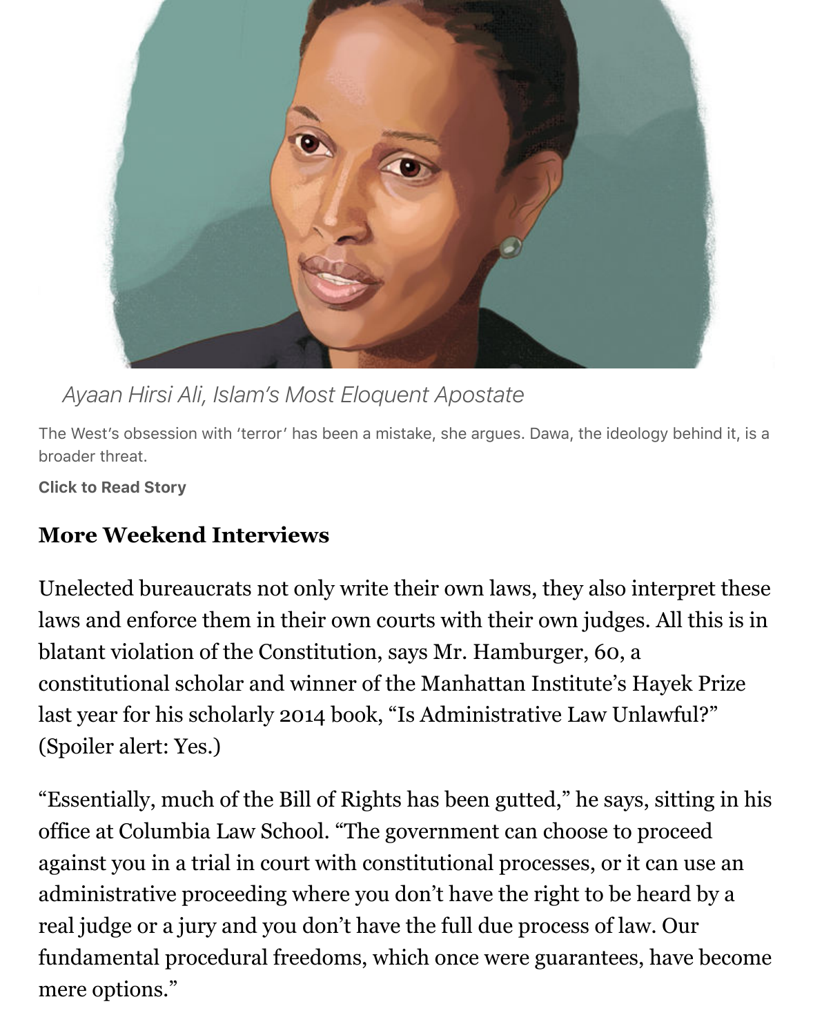*Ayaan Hirsi Ali, Islam's Most Eloquent Apostate*

The West's obsession with 'terror' has been a mistake, she argues. Dawa, the ideology behind it, is a broader threat.

**Click to Read Story**

### More Weekend Interviews

Unelected bureaucrats not only write their own laws, they also interpret these laws and enforce them in their own courts with their own judges. All this is in blatant violation of the Constitution, says Mr. Hamburger, 60, a constitutional scholar and winner of the Manhattan Institute's Hayek Prize last year for his scholarly 2014 book, "Is Administrative Law Unlawful?" (Spoiler alert: Yes.)

"Essentially, much of the Bill of Rights has been gutted," he says, sitting in his office at Columbia Law School. "The government can choose to proceed against you in a trial in court with constitutional processes, or it can use an administrative proceeding where you don't have the right to be heard by a real judge or a jury and you don't have the full due process of law. Our fundamental procedural freedoms, which once were guarantees, have become mere options."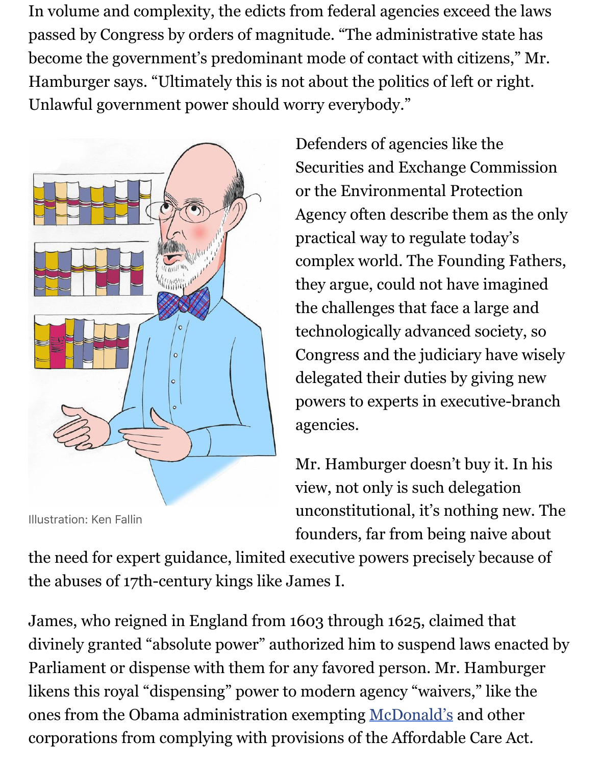In volume and complexity, the edicts from federal agencies exceed the laws passed by Congress by orders of magnitude. "The administrative state has become the government's predominant mode of contact with citizens," Mr. Hamburger says. "Ultimately this is not about the politics of left or right. Unlawful government power should worry everybody."

Illustration: Ken Fallin

Defenders of agencies like the Securities and Exchange Commission or the Environmental Protection Agency often describe them as the only practical way to regulate today's complex world. The Founding Fathers, they argue, could not have imagined the challenges that face a large and technologically advanced society, so Congress and the judiciary have wisely delegated their duties by giving new powers to experts in executive-branch agencies.

Mr. Hamburger doesn't buy it. In his view, not only is such delegation unconstitutional, it's nothing new. The founders, far from being naive about the need for expert guidance, limited executive powers precisely because of the abuses of 17th-century kings like James I.

James, who reigned in England from 1603 through 1625, claimed that divinely granted "absolute power" authorized him to suspend laws enacted by Parliament or dispense with them for any favored person. Mr. Hamburger likens this royal "dispensing" power to modern agency "waivers," like the ones from the Obama administration exempting McDonald's and other corporations from complying with provisions of the Affordable Care Act.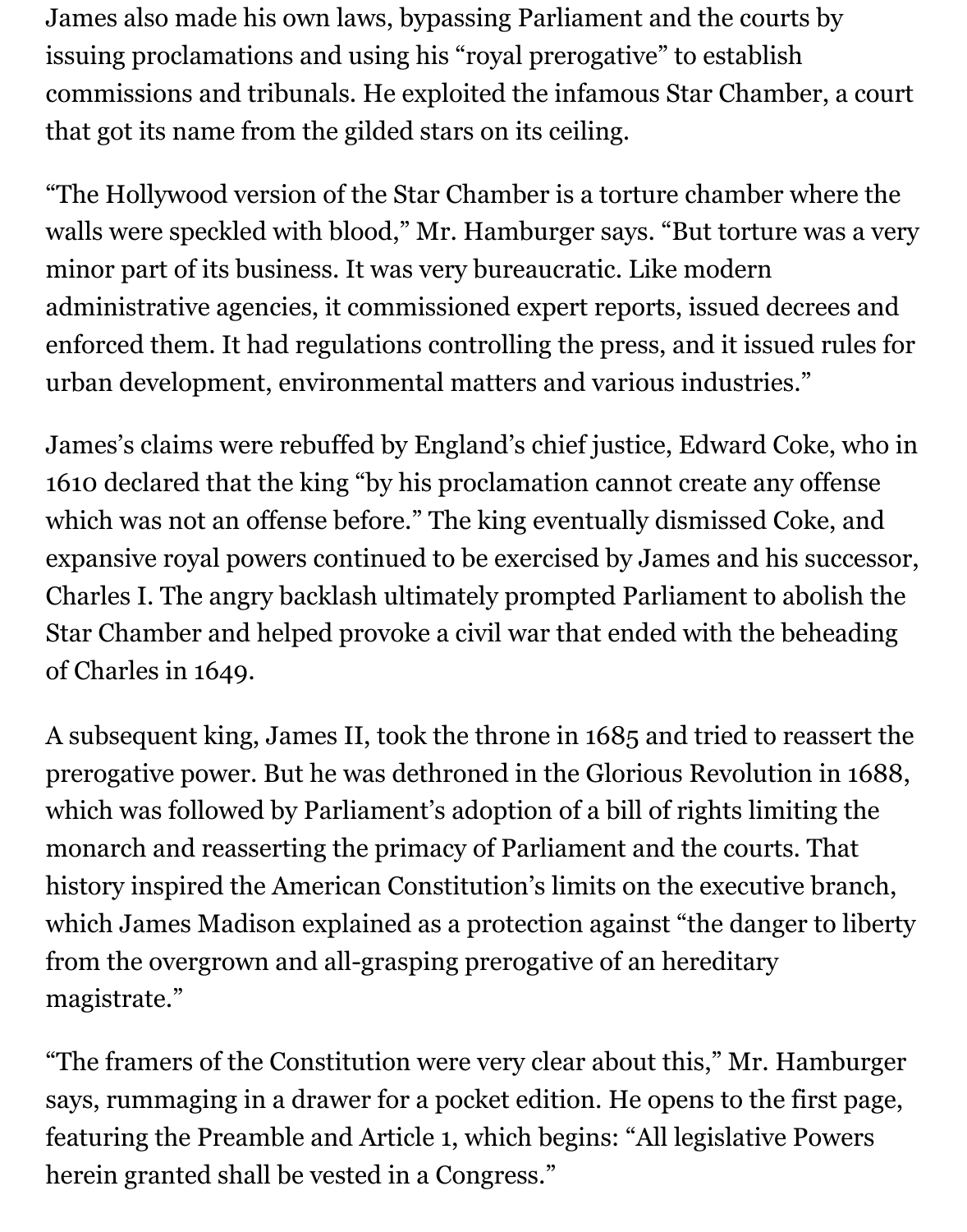James also made his own laws, bypassing Parliament and the courts by issuing proclamations and using his "royal prerogative" to establish commissions and tribunals. He exploited the infamous Star Chamber, a court that got its name from the gilded stars on its ceiling.

"The Hollywood version of the Star Chamber is a torture chamber where the walls were speckled with blood," Mr. Hamburger says. "But torture was a very minor part of its business. It was very bureaucratic. Like modern administrative agencies, it commissioned expert reports, issued decrees and enforced them. It had regulations controlling the press, and it issued rules for urban development, environmental matters and various industries."

James's claims were rebuffed by England's chief justice, Edward Coke, who in 1610 declared that the king "by his proclamation cannot create any offense which was not an offense before." The king eventually dismissed Coke, and expansive royal powers continued to be exercised by James and his successor, Charles I. The angry backlash ultimately prompted Parliament to abolish the Star Chamber and helped provoke a civil war that ended with the beheading of Charles in 1649.

A subsequent king, James II, took the throne in 1685 and tried to reassert the prerogative power. But he was dethroned in the Glorious Revolution in 1688, which was followed by Parliament's adoption of a bill of rights limiting the monarch and reasserting the primacy of Parliament and the courts. That history inspired the American Constitution's limits on the executive branch, which James Madison explained as a protection against "the danger to liberty from the overgrown and all-grasping prerogative of an hereditary magistrate."

"The framers of the Constitution were very clear about this," Mr. Hamburger says, rummaging in a drawer for a pocket edition. He opens to the first page, featuring the Preamble and Article 1, which begins: "All legislative Powers herein granted shall be vested in a Congress."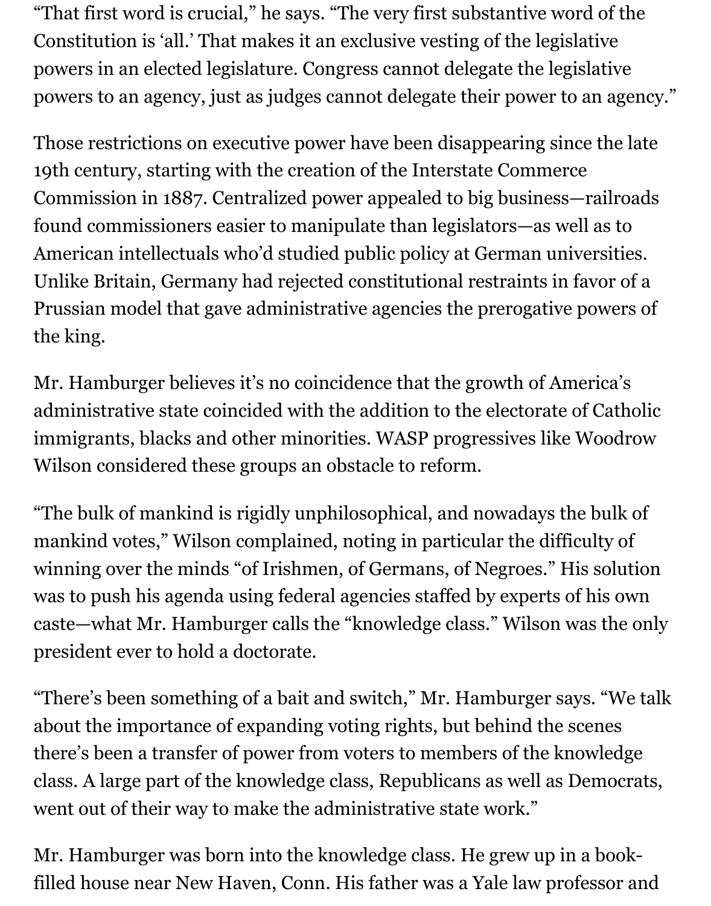"That first word is crucial," he says. "The very first substantive word of the Constitution is 'all.' That makes it an exclusive vesting of the legislative powers in an elected legislature. Congress cannot delegate the legislative powers to an agency, just as judges cannot delegate their power to an agency."

Those restrictions on executive power have been disappearing since the late 19th century, starting with the creation of the Interstate Commerce Commission in 1887. Centralized power appealed to big business—railroads found commissioners easier to manipulate than legislators—as well as to American intellectuals who'd studied public policy at German universities. Unlike Britain, Germany had rejected constitutional restraints in favor of a Prussian model that gave administrative agencies the prerogative powers of the king.

Mr. Hamburger believes it's no coincidence that the growth of America's administrative state coincided with the addition to the electorate of Catholic immigrants, blacks and other minorities. WASP progressives like Woodrow Wilson considered these groups an obstacle to reform.

"The bulk of mankind is rigidly unphilosophical, and nowadays the bulk of mankind votes," Wilson complained, noting in particular the difficulty of winning over the minds "of Irishmen, of Germans, of Negroes." His solution was to push his agenda using federal agencies staffed by experts of his own caste—what Mr. Hamburger calls the "knowledge class." Wilson was the only president ever to hold a doctorate.

"There's been something of a bait and switch," Mr. Hamburger says. "We talk about the importance of expanding voting rights, but behind the scenes there's been a transfer of power from voters to members of the knowledge class. A large part of the knowledge class, Republicans as well as Democrats, went out of their way to make the administrative state work."

Mr. Hamburger was born into the knowledge class. He grew up in a book-filled house near New Haven, Conn. His father was a Yale law professor and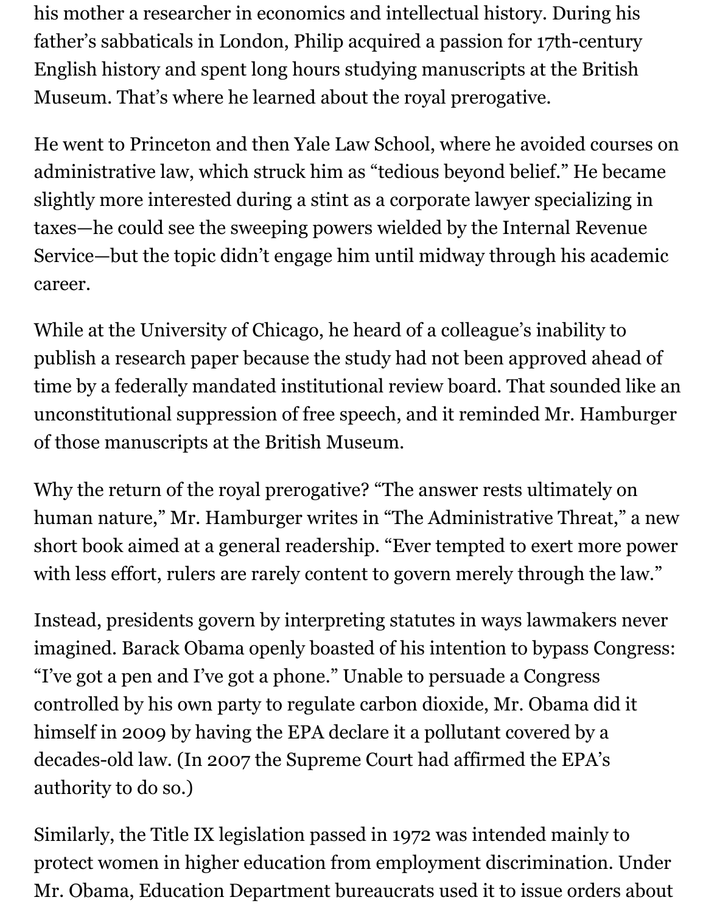his mother a researcher in economics and intellectual history. During his father's sabbaticals in London, Philip acquired a passion for 17th-century English history and spent long hours studying manuscripts at the British Museum. That's where he learned about the royal prerogative.

He went to Princeton and then Yale Law School, where he avoided courses on administrative law, which struck him as "tedious beyond belief." He became slightly more interested during a stint as a corporate lawyer specializing in taxes—he could see the sweeping powers wielded by the Internal Revenue Service—but the topic didn't engage him until midway through his academic career.

While at the University of Chicago, he heard of a colleague's inability to publish a research paper because the study had not been approved ahead of time by a federally mandated institutional review board. That sounded like an unconstitutional suppression of free speech, and it reminded Mr. Hamburger of those manuscripts at the British Museum.

Why the return of the royal prerogative? "The answer rests ultimately on human nature," Mr. Hamburger writes in "The Administrative Threat," a new short book aimed at a general readership. "Ever tempted to exert more power with less effort, rulers are rarely content to govern merely through the law."

Instead, presidents govern by interpreting statutes in ways lawmakers never imagined. Barack Obama openly boasted of his intention to bypass Congress: "I've got a pen and I've got a phone." Unable to persuade a Congress controlled by his own party to regulate carbon dioxide, Mr. Obama did it himself in 2009 by having the EPA declare it a pollutant covered by a decades-old law. (In 2007 the Supreme Court had affirmed the EPA's authority to do so.)

Similarly, the Title IX legislation passed in 1972 was intended mainly to protect women in higher education from employment discrimination. Under Mr. Obama, Education Department bureaucrats used it to issue orders about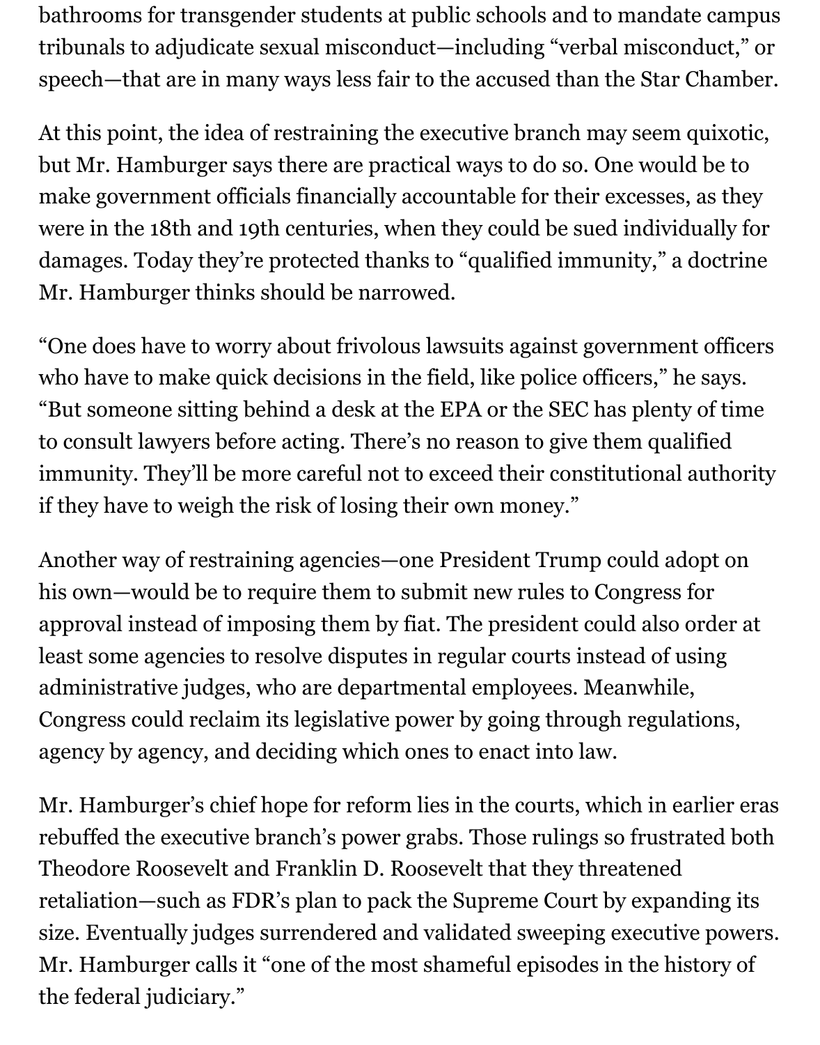bathrooms for transgender students at public schools and to mandate campus tribunals to adjudicate sexual misconduct—including "verbal misconduct," or speech—that are in many ways less fair to the accused than the Star Chamber.

At this point, the idea of restraining the executive branch may seem quixotic, but Mr. Hamburger says there are practical ways to do so. One would be to make government officials financially accountable for their excesses, as they were in the 18th and 19th centuries, when they could be sued individually for damages. Today they're protected thanks to "qualified immunity," a doctrine Mr. Hamburger thinks should be narrowed.

"One does have to worry about frivolous lawsuits against government officers who have to make quick decisions in the field, like police officers," he says. "But someone sitting behind a desk at the EPA or the SEC has plenty of time to consult lawyers before acting. There's no reason to give them qualified immunity. They'll be more careful not to exceed their constitutional authority if they have to weigh the risk of losing their own money."

Another way of restraining agencies—one President Trump could adopt on his own—would be to require them to submit new rules to Congress for approval instead of imposing them by fiat. The president could also order at least some agencies to resolve disputes in regular courts instead of using administrative judges, who are departmental employees. Meanwhile, Congress could reclaim its legislative power by going through regulations, agency by agency, and deciding which ones to enact into law.

Mr. Hamburger's chief hope for reform lies in the courts, which in earlier eras rebuffed the executive branch's power grabs. Those rulings so frustrated both Theodore Roosevelt and Franklin D. Roosevelt that they threatened retaliation—such as FDR's plan to pack the Supreme Court by expanding its size. Eventually judges surrendered and validated sweeping executive powers. Mr. Hamburger calls it "one of the most shameful episodes in the history of the federal judiciary."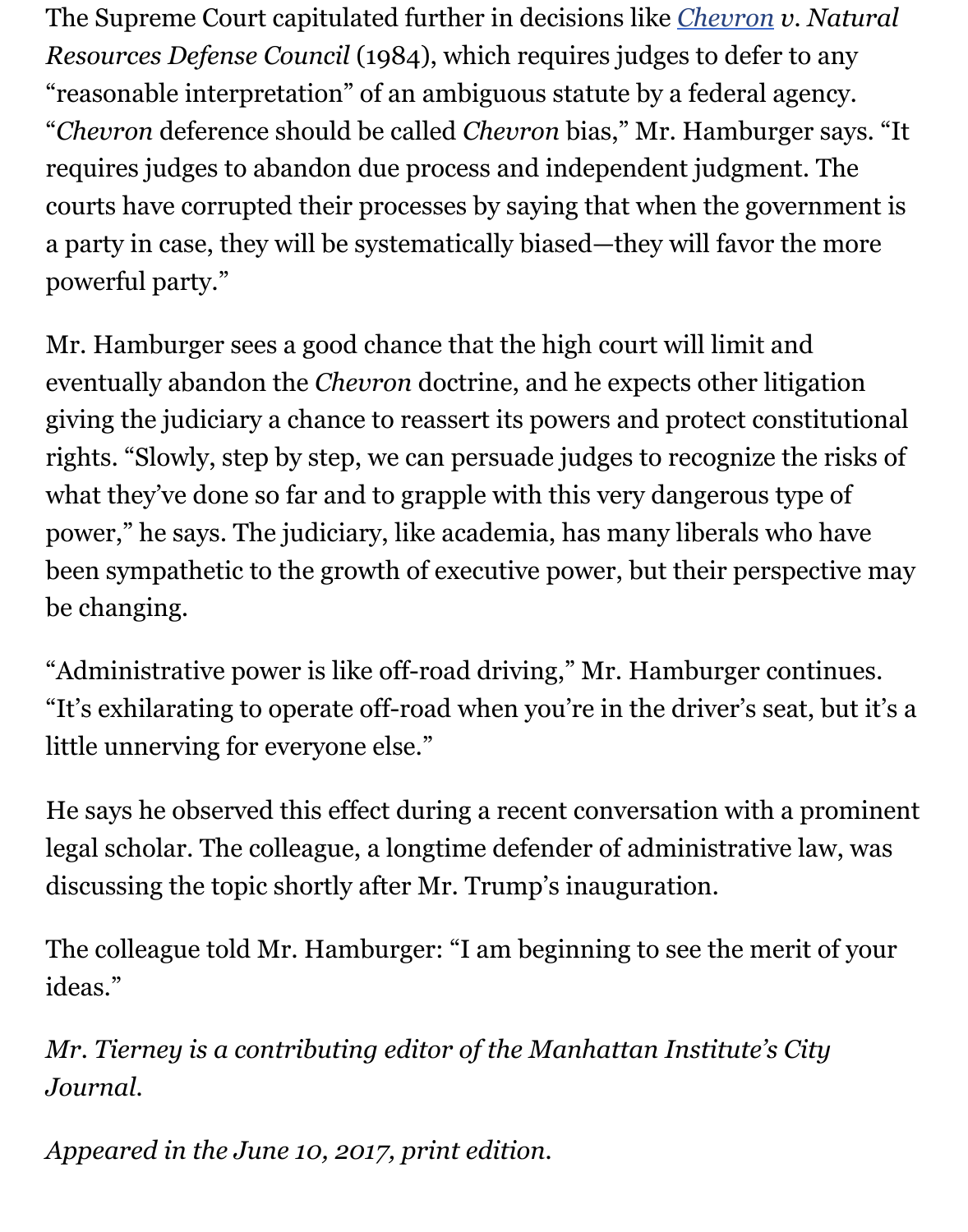The Supreme Court capitulated further in decisions like [*Chevron*](#) *v. Natural Resources Defense Council* (1984), which requires judges to defer to any "reasonable interpretation" of an ambiguous statute by a federal agency. "*Chevron* deference should be called *Chevron* bias," Mr. Hamburger says. "It requires judges to abandon due process and independent judgment. The courts have corrupted their processes by saying that when the government is a party in case, they will be systematically biased—they will favor the more powerful party."

Mr. Hamburger sees a good chance that the high court will limit and eventually abandon the *Chevron* doctrine, and he expects other litigation giving the judiciary a chance to reassert its powers and protect constitutional rights. "Slowly, step by step, we can persuade judges to recognize the risks of what they've done so far and to grapple with this very dangerous type of power," he says. The judiciary, like academia, has many liberals who have been sympathetic to the growth of executive power, but their perspective may be changing.

"Administrative power is like off-road driving," Mr. Hamburger continues. "It's exhilarating to operate off-road when you're in the driver's seat, but it's a little unnerving for everyone else."

He says he observed this effect during a recent conversation with a prominent legal scholar. The colleague, a longtime defender of administrative law, was discussing the topic shortly after Mr. Trump's inauguration.

The colleague told Mr. Hamburger: "I am beginning to see the merit of your ideas."

*Mr. Tierney is a contributing editor of the Manhattan Institute's City Journal.*

*Appeared in the June 10, 2017, print edition.*